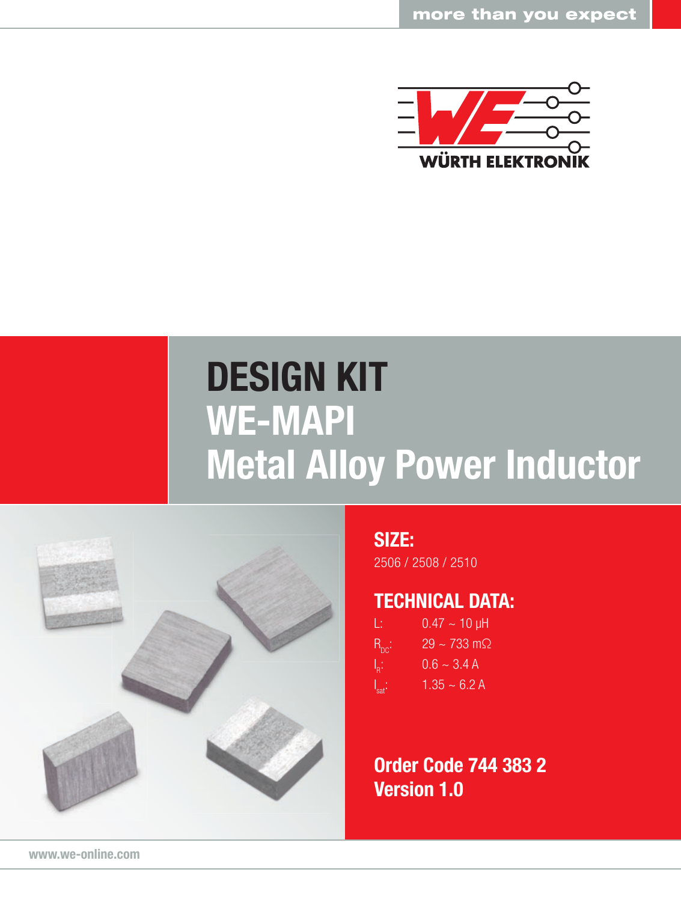more than you expect

WÜRTH ELEKTRONIK

# DESIGN KIT
# WE-MAPI
# Metal Alloy Power Inductor

## SIZE:

2506 / 2508 / 2510

## TECHNICAL DATA:

| | |
|---|---|
| L: | 0.47 ~ 10 µH |
| $R_{DC}$: | 29 ~ 733 mΩ |
| $I_R$: | 0.6 ~ 3.4 A |
| $I_{sat}$: | 1.35 ~ 6.2 A |

**Order Code 744 383 2**
**Version 1.0**

www.we-online.com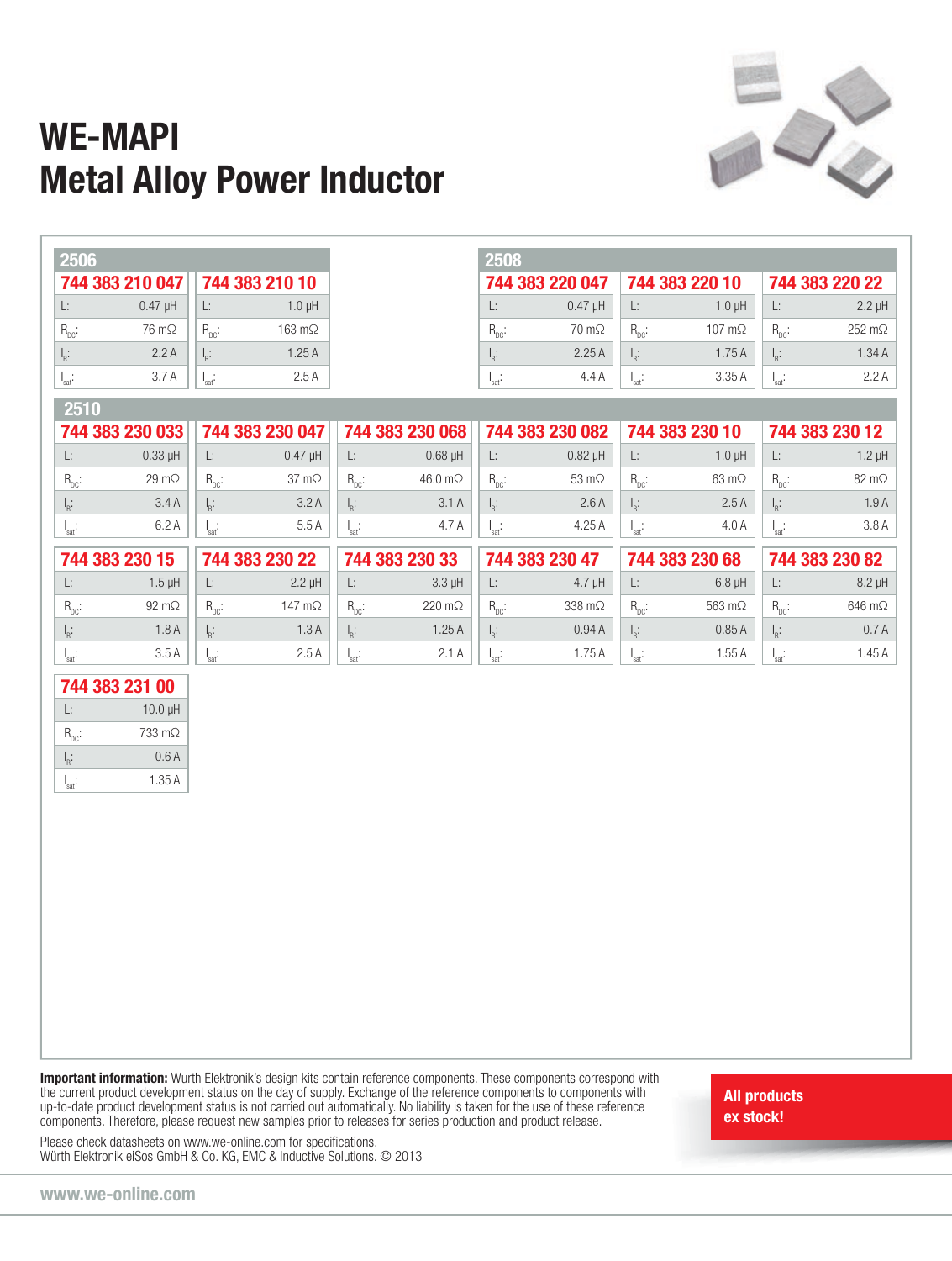# WE-MAPI
# Metal Alloy Power Inductor

## 2506

| | 744 383 210 047 | 744 383 210 10 |
|---|---|---|
| L: | 0.47 µH | 1.0 µH |
| $R_{DC}$: | 76 mΩ | 163 mΩ |
| $I_R$: | 2.2 A | 1.25 A |
| $I_{sat}$: | 3.7 A | 2.5 A |

## 2508

| | 744 383 220 047 | 744 383 220 10 | 744 383 220 22 |
|---|---|---|---|
| L: | 0.47 µH | 1.0 µH | 2.2 µH |
| $R_{DC}$: | 70 mΩ | 107 mΩ | 252 mΩ |
| $I_R$: | 2.25 A | 1.75 A | 1.34 A |
| $I_{sat}$: | 4.4 A | 3.35 A | 2.2 A |

## 2510

| | 744 383 230 033 | 744 383 230 047 | 744 383 230 068 | 744 383 230 082 | 744 383 230 10 | 744 383 230 12 |
|---|---|---|---|---|---|---|
| L: | 0.33 µH | 0.47 µH | 0.68 µH | 0.82 µH | 1.0 µH | 1.2 µH |
| $R_{DC}$: | 29 mΩ | 37 mΩ | 46.0 mΩ | 53 mΩ | 63 mΩ | 82 mΩ |
| $I_R$: | 3.4 A | 3.2 A | 3.1 A | 2.6 A | 2.5 A | 1.9 A |
| $I_{sat}$: | 6.2 A | 5.5 A | 4.7 A | 4.25 A | 4.0 A | 3.8 A |

| | 744 383 230 15 | 744 383 230 22 | 744 383 230 33 | 744 383 230 47 | 744 383 230 68 | 744 383 230 82 |
|---|---|---|---|---|---|---|
| L: | 1.5 µH | 2.2 µH | 3.3 µH | 4.7 µH | 6.8 µH | 8.2 µH |
| $R_{DC}$: | 92 mΩ | 147 mΩ | 220 mΩ | 338 mΩ | 563 mΩ | 646 mΩ |
| $I_R$: | 1.8 A | 1.3 A | 1.25 A | 0.94 A | 0.85 A | 0.7 A |
| $I_{sat}$: | 3.5 A | 2.5 A | 2.1 A | 1.75 A | 1.55 A | 1.45 A |

| | 744 383 231 00 |
|---|---|
| L: | 10.0 µH |
| $R_{DC}$: | 733 mΩ |
| $I_R$: | 0.6 A |
| $I_{sat}$: | 1.35 A |

**Important information:** Wurth Elektronik's design kits contain reference components. These components correspond with the current product development status on the day of supply. Exchange of the reference components to components with up-to-date product development status is not carried out automatically. No liability is taken for the use of these reference components. Therefore, please request new samples prior to releases for series production and product release.

Please check datasheets on www.we-online.com for specifications.
Würth Elektronik eiSos GmbH & Co. KG, EMC & Inductive Solutions. © 2013

**All products ex stock!**

www.we-online.com